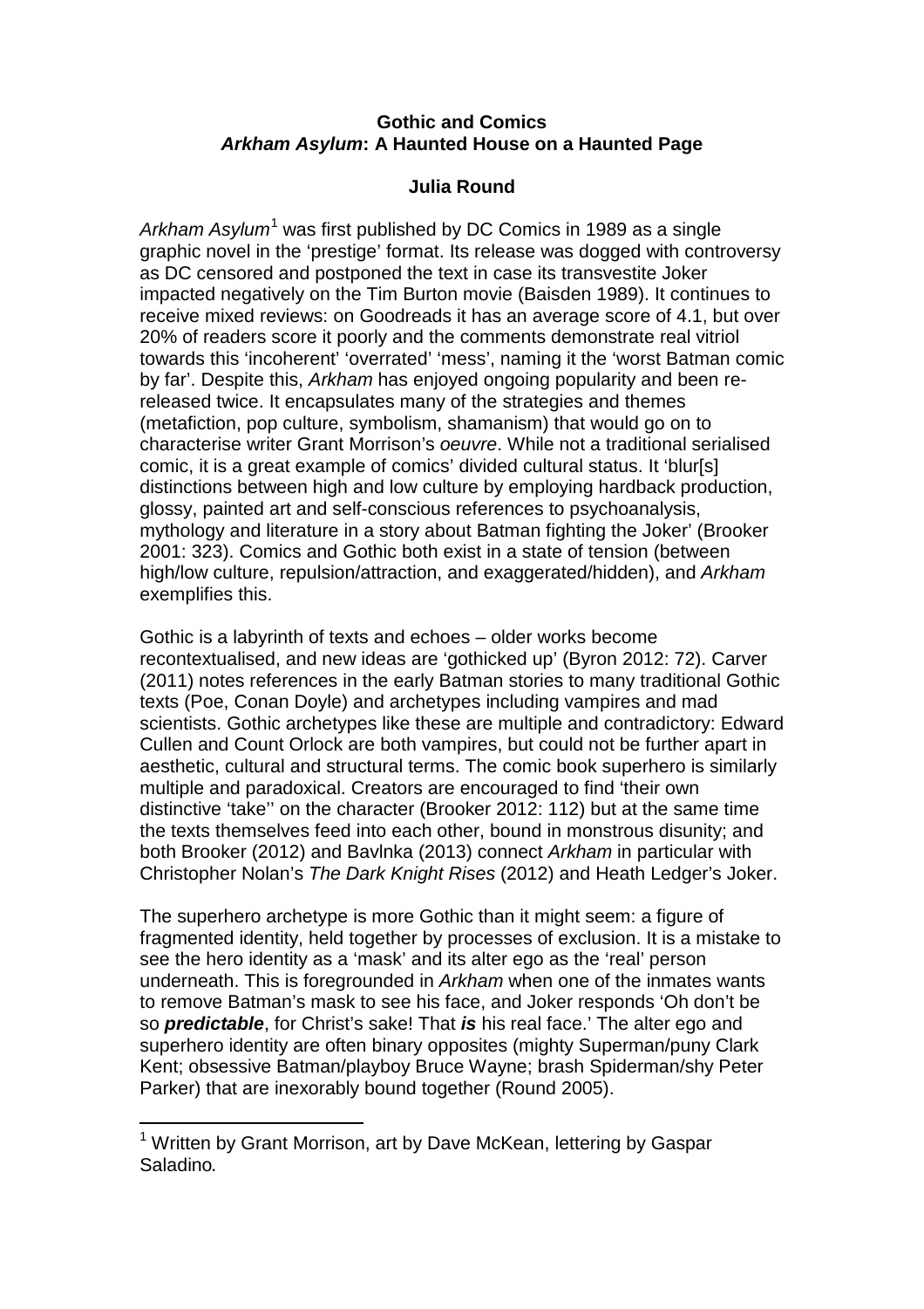**Gothic and Comics**
***Arkham Asylum*: A Haunted House on a Haunted Page**

**Julia Round**

*Arkham Asylum*[1] was first published by DC Comics in 1989 as a single graphic novel in the 'prestige' format. Its release was dogged with controversy as DC censored and postponed the text in case its transvestite Joker impacted negatively on the Tim Burton movie (Baisden 1989). It continues to receive mixed reviews: on Goodreads it has an average score of 4.1, but over 20% of readers score it poorly and the comments demonstrate real vitriol towards this 'incoherent' 'overrated' 'mess', naming it the 'worst Batman comic by far'. Despite this, *Arkham* has enjoyed ongoing popularity and been re-released twice. It encapsulates many of the strategies and themes (metafiction, pop culture, symbolism, shamanism) that would go on to characterise writer Grant Morrison's *oeuvre*. While not a traditional serialised comic, it is a great example of comics' divided cultural status. It 'blur[s] distinctions between high and low culture by employing hardback production, glossy, painted art and self-conscious references to psychoanalysis, mythology and literature in a story about Batman fighting the Joker' (Brooker 2001: 323). Comics and Gothic both exist in a state of tension (between high/low culture, repulsion/attraction, and exaggerated/hidden), and *Arkham* exemplifies this.

Gothic is a labyrinth of texts and echoes – older works become recontextualised, and new ideas are 'gothicked up' (Byron 2012: 72). Carver (2011) notes references in the early Batman stories to many traditional Gothic texts (Poe, Conan Doyle) and archetypes including vampires and mad scientists. Gothic archetypes like these are multiple and contradictory: Edward Cullen and Count Orlock are both vampires, but could not be further apart in aesthetic, cultural and structural terms. The comic book superhero is similarly multiple and paradoxical. Creators are encouraged to find 'their own distinctive 'take'' on the character (Brooker 2012: 112) but at the same time the texts themselves feed into each other, bound in monstrous disunity; and both Brooker (2012) and Bavlnka (2013) connect *Arkham* in particular with Christopher Nolan's *The Dark Knight Rises* (2012) and Heath Ledger's Joker.

The superhero archetype is more Gothic than it might seem: a figure of fragmented identity, held together by processes of exclusion. It is a mistake to see the hero identity as a 'mask' and its alter ego as the 'real' person underneath. This is foregrounded in *Arkham* when one of the inmates wants to remove Batman's mask to see his face, and Joker responds 'Oh don't be so ***predictable***, for Christ's sake! That ***is*** his real face.' The alter ego and superhero identity are often binary opposites (mighty Superman/puny Clark Kent; obsessive Batman/playboy Bruce Wayne; brash Spiderman/shy Peter Parker) that are inexorably bound together (Round 2005).

---

[1] Written by Grant Morrison, art by Dave McKean, lettering by Gaspar Saladino.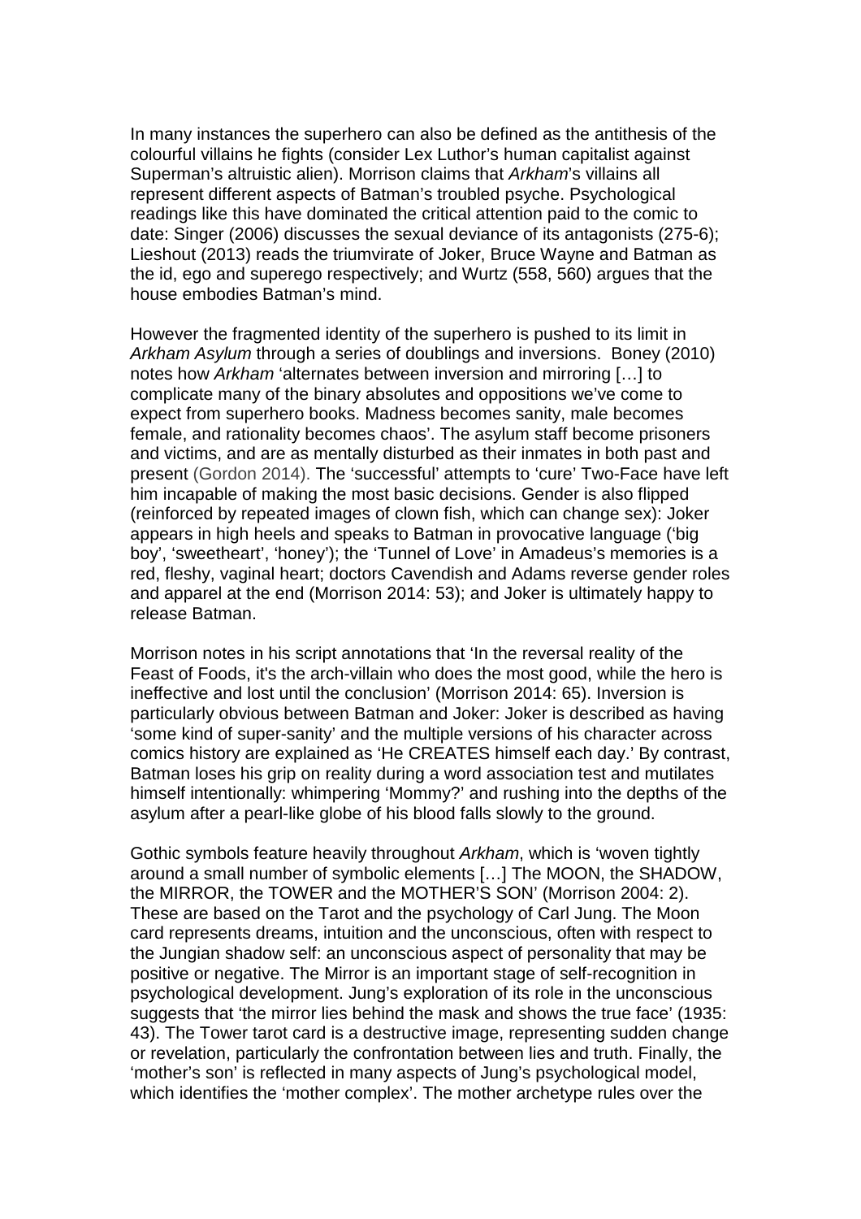In many instances the superhero can also be defined as the antithesis of the colourful villains he fights (consider Lex Luthor's human capitalist against Superman's altruistic alien). Morrison claims that *Arkham*'s villains all represent different aspects of Batman's troubled psyche. Psychological readings like this have dominated the critical attention paid to the comic to date: Singer (2006) discusses the sexual deviance of its antagonists (275-6); Lieshout (2013) reads the triumvirate of Joker, Bruce Wayne and Batman as the id, ego and superego respectively; and Wurtz (558, 560) argues that the house embodies Batman's mind.

However the fragmented identity of the superhero is pushed to its limit in *Arkham Asylum* through a series of doublings and inversions. Boney (2010) notes how *Arkham* 'alternates between inversion and mirroring […] to complicate many of the binary absolutes and oppositions we've come to expect from superhero books. Madness becomes sanity, male becomes female, and rationality becomes chaos'. The asylum staff become prisoners and victims, and are as mentally disturbed as their inmates in both past and present (Gordon 2014). The 'successful' attempts to 'cure' Two-Face have left him incapable of making the most basic decisions. Gender is also flipped (reinforced by repeated images of clown fish, which can change sex): Joker appears in high heels and speaks to Batman in provocative language ('big boy', 'sweetheart', 'honey'); the 'Tunnel of Love' in Amadeus's memories is a red, fleshy, vaginal heart; doctors Cavendish and Adams reverse gender roles and apparel at the end (Morrison 2014: 53); and Joker is ultimately happy to release Batman.

Morrison notes in his script annotations that 'In the reversal reality of the Feast of Foods, it's the arch-villain who does the most good, while the hero is ineffective and lost until the conclusion' (Morrison 2014: 65). Inversion is particularly obvious between Batman and Joker: Joker is described as having 'some kind of super-sanity' and the multiple versions of his character across comics history are explained as 'He CREATES himself each day.' By contrast, Batman loses his grip on reality during a word association test and mutilates himself intentionally: whimpering 'Mommy?' and rushing into the depths of the asylum after a pearl-like globe of his blood falls slowly to the ground.

Gothic symbols feature heavily throughout *Arkham*, which is 'woven tightly around a small number of symbolic elements […] The MOON, the SHADOW, the MIRROR, the TOWER and the MOTHER'S SON' (Morrison 2004: 2). These are based on the Tarot and the psychology of Carl Jung. The Moon card represents dreams, intuition and the unconscious, often with respect to the Jungian shadow self: an unconscious aspect of personality that may be positive or negative. The Mirror is an important stage of self-recognition in psychological development. Jung's exploration of its role in the unconscious suggests that 'the mirror lies behind the mask and shows the true face' (1935: 43). The Tower tarot card is a destructive image, representing sudden change or revelation, particularly the confrontation between lies and truth. Finally, the 'mother's son' is reflected in many aspects of Jung's psychological model, which identifies the 'mother complex'. The mother archetype rules over the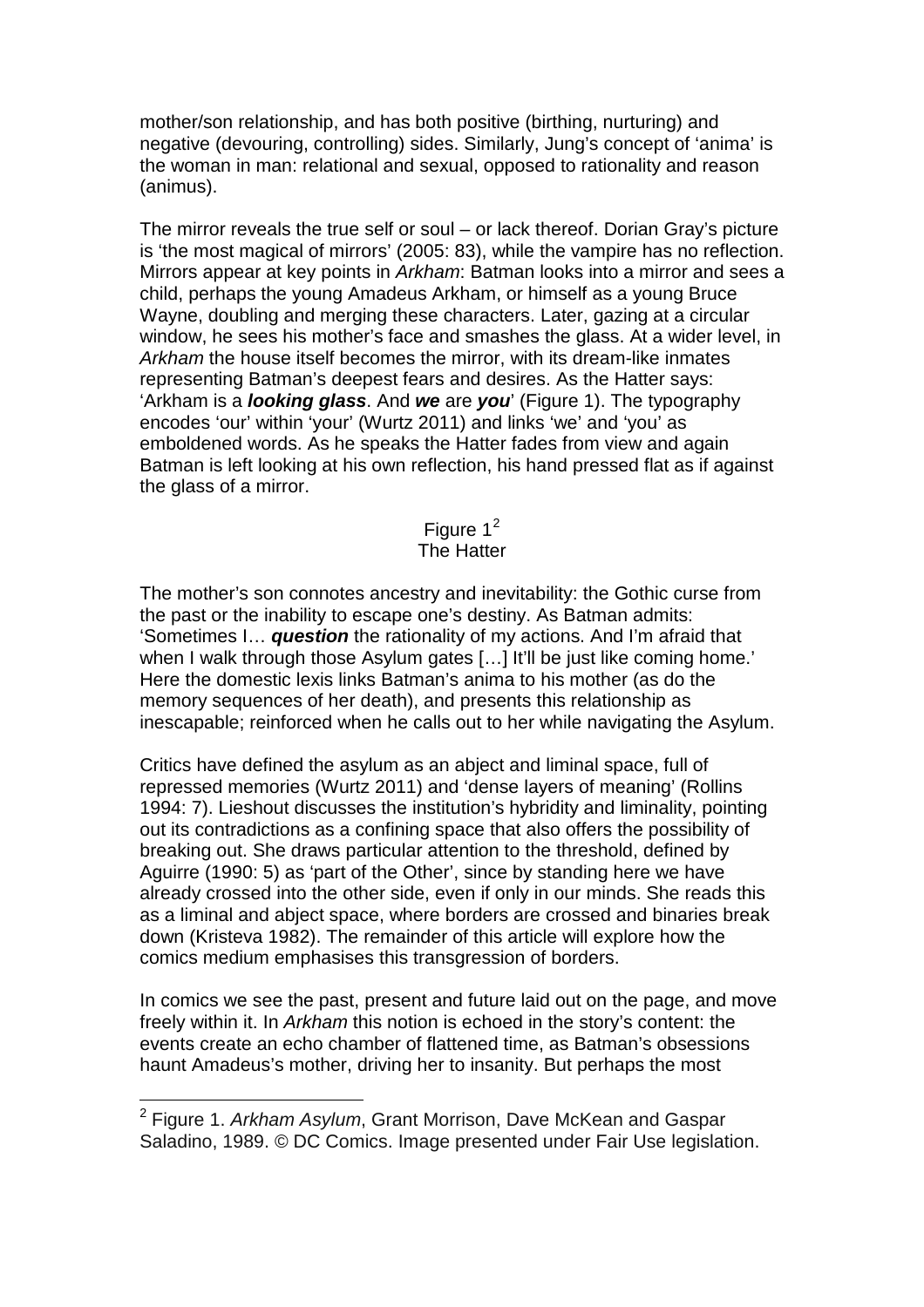mother/son relationship, and has both positive (birthing, nurturing) and negative (devouring, controlling) sides. Similarly, Jung's concept of 'anima' is the woman in man: relational and sexual, opposed to rationality and reason (animus).

The mirror reveals the true self or soul – or lack thereof. Dorian Gray's picture is 'the most magical of mirrors' (2005: 83), while the vampire has no reflection. Mirrors appear at key points in *Arkham*: Batman looks into a mirror and sees a child, perhaps the young Amadeus Arkham, or himself as a young Bruce Wayne, doubling and merging these characters. Later, gazing at a circular window, he sees his mother's face and smashes the glass. At a wider level, in *Arkham* the house itself becomes the mirror, with its dream-like inmates representing Batman's deepest fears and desires. As the Hatter says: 'Arkham is a ***looking glass***. And ***we*** are ***you***' (Figure 1). The typography encodes 'our' within 'your' (Wurtz 2011) and links 'we' and 'you' as emboldened words. As he speaks the Hatter fades from view and again Batman is left looking at his own reflection, his hand pressed flat as if against the glass of a mirror.

Figure 1[2]
The Hatter

The mother's son connotes ancestry and inevitability: the Gothic curse from the past or the inability to escape one's destiny. As Batman admits: 'Sometimes I… ***question*** the rationality of my actions. And I'm afraid that when I walk through those Asylum gates […] It'll be just like coming home.' Here the domestic lexis links Batman's anima to his mother (as do the memory sequences of her death), and presents this relationship as inescapable; reinforced when he calls out to her while navigating the Asylum.

Critics have defined the asylum as an abject and liminal space, full of repressed memories (Wurtz 2011) and 'dense layers of meaning' (Rollins 1994: 7). Lieshout discusses the institution's hybridity and liminality, pointing out its contradictions as a confining space that also offers the possibility of breaking out. She draws particular attention to the threshold, defined by Aguirre (1990: 5) as 'part of the Other', since by standing here we have already crossed into the other side, even if only in our minds. She reads this as a liminal and abject space, where borders are crossed and binaries break down (Kristeva 1982). The remainder of this article will explore how the comics medium emphasises this transgression of borders.

In comics we see the past, present and future laid out on the page, and move freely within it. In *Arkham* this notion is echoed in the story's content: the events create an echo chamber of flattened time, as Batman's obsessions haunt Amadeus's mother, driving her to insanity. But perhaps the most

[2] Figure 1. *Arkham Asylum*, Grant Morrison, Dave McKean and Gaspar Saladino, 1989. © DC Comics. Image presented under Fair Use legislation.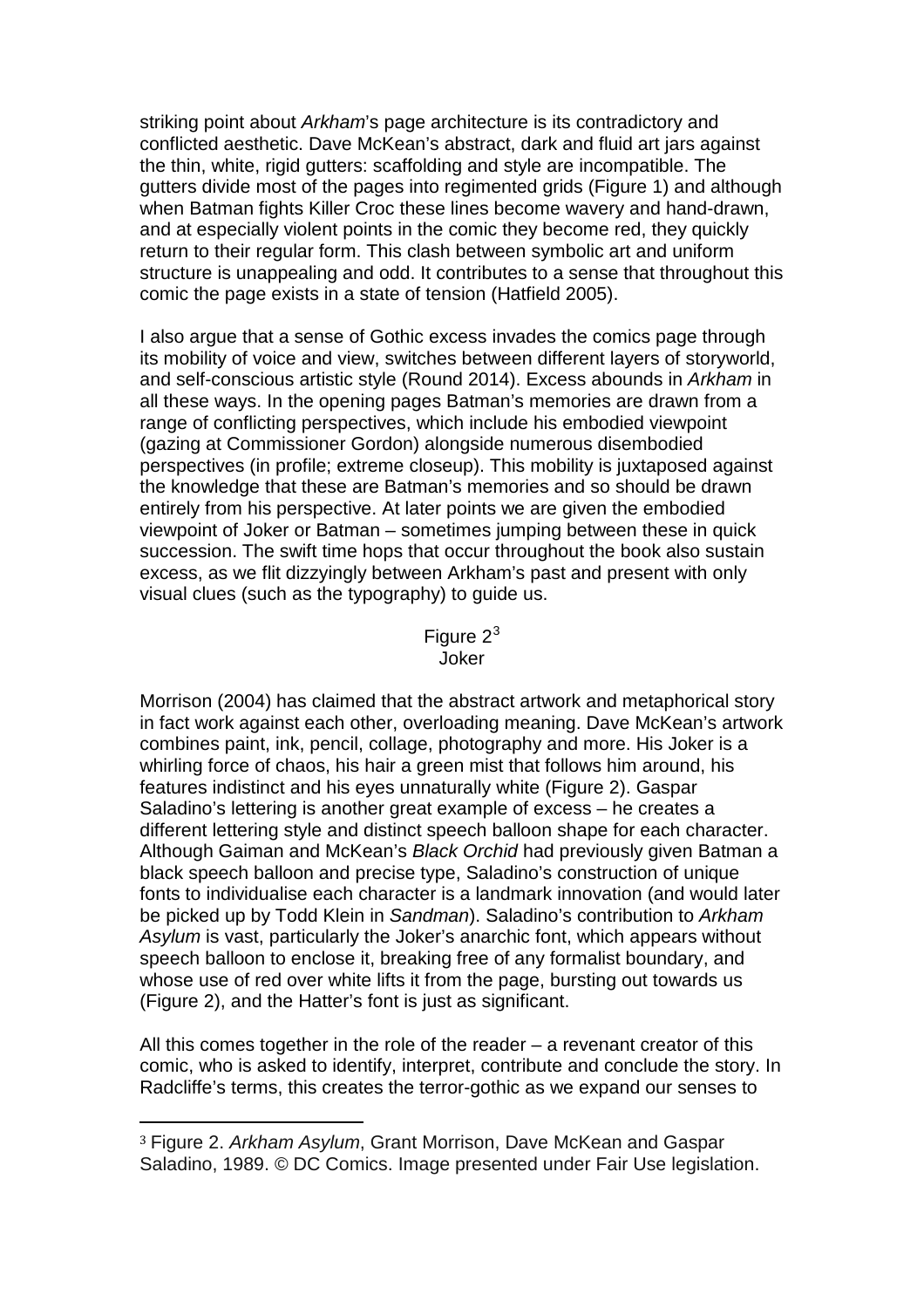striking point about *Arkham*'s page architecture is its contradictory and conflicted aesthetic. Dave McKean's abstract, dark and fluid art jars against the thin, white, rigid gutters: scaffolding and style are incompatible. The gutters divide most of the pages into regimented grids (Figure 1) and although when Batman fights Killer Croc these lines become wavery and hand-drawn, and at especially violent points in the comic they become red, they quickly return to their regular form. This clash between symbolic art and uniform structure is unappealing and odd. It contributes to a sense that throughout this comic the page exists in a state of tension (Hatfield 2005).

I also argue that a sense of Gothic excess invades the comics page through its mobility of voice and view, switches between different layers of storyworld, and self-conscious artistic style (Round 2014). Excess abounds in *Arkham* in all these ways. In the opening pages Batman's memories are drawn from a range of conflicting perspectives, which include his embodied viewpoint (gazing at Commissioner Gordon) alongside numerous disembodied perspectives (in profile; extreme closeup). This mobility is juxtaposed against the knowledge that these are Batman's memories and so should be drawn entirely from his perspective. At later points we are given the embodied viewpoint of Joker or Batman – sometimes jumping between these in quick succession. The swift time hops that occur throughout the book also sustain excess, as we flit dizzyingly between Arkham's past and present with only visual clues (such as the typography) to guide us.

Figure 2[3]
Joker

Morrison (2004) has claimed that the abstract artwork and metaphorical story in fact work against each other, overloading meaning. Dave McKean's artwork combines paint, ink, pencil, collage, photography and more. His Joker is a whirling force of chaos, his hair a green mist that follows him around, his features indistinct and his eyes unnaturally white (Figure 2). Gaspar Saladino's lettering is another great example of excess – he creates a different lettering style and distinct speech balloon shape for each character. Although Gaiman and McKean's *Black Orchid* had previously given Batman a black speech balloon and precise type, Saladino's construction of unique fonts to individualise each character is a landmark innovation (and would later be picked up by Todd Klein in *Sandman*). Saladino's contribution to *Arkham Asylum* is vast, particularly the Joker's anarchic font, which appears without speech balloon to enclose it, breaking free of any formalist boundary, and whose use of red over white lifts it from the page, bursting out towards us (Figure 2), and the Hatter's font is just as significant.

All this comes together in the role of the reader – a revenant creator of this comic, who is asked to identify, interpret, contribute and conclude the story. In Radcliffe's terms, this creates the terror-gothic as we expand our senses to

---

[3] Figure 2. *Arkham Asylum*, Grant Morrison, Dave McKean and Gaspar Saladino, 1989. © DC Comics. Image presented under Fair Use legislation.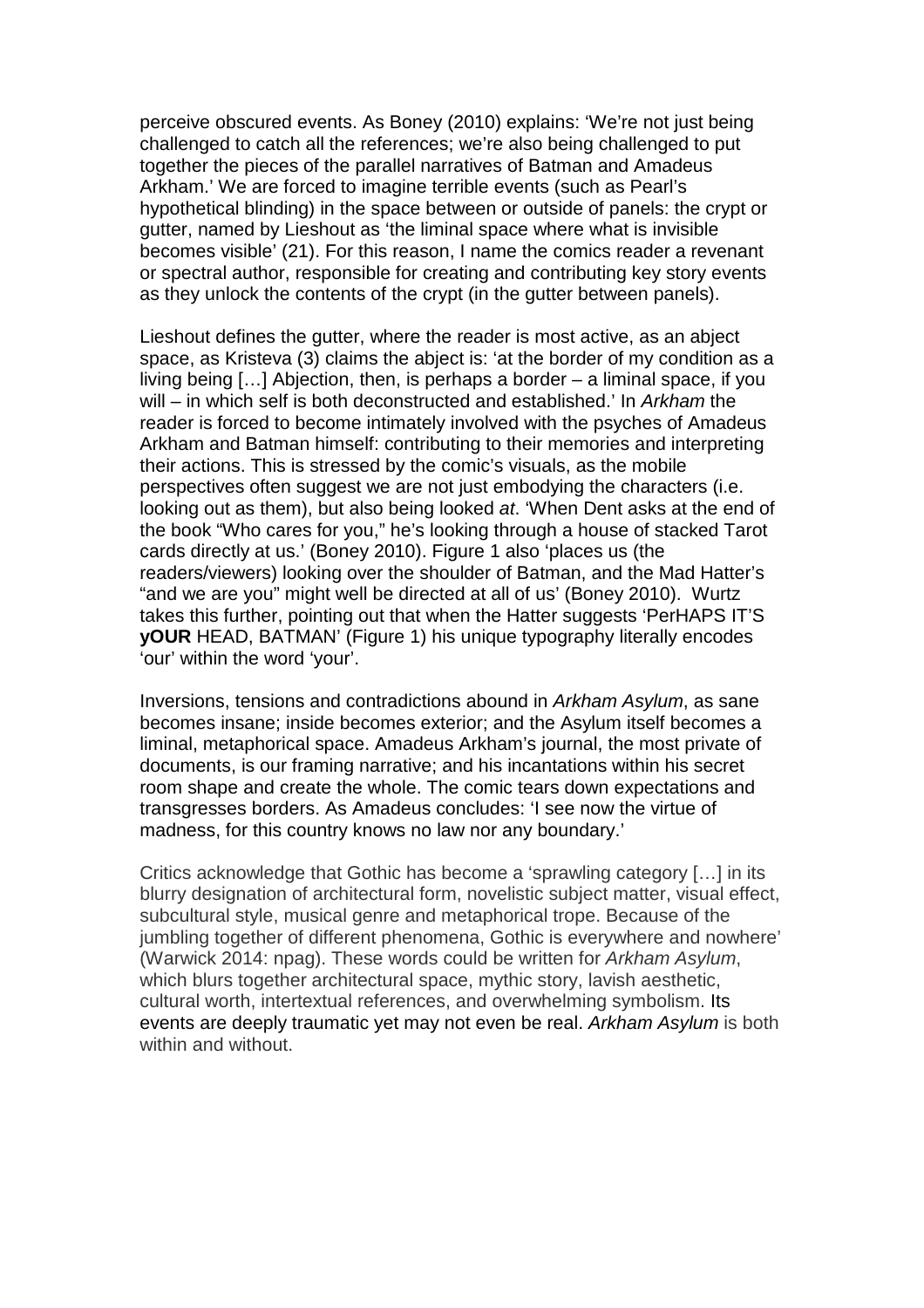perceive obscured events. As Boney (2010) explains: 'We're not just being challenged to catch all the references; we're also being challenged to put together the pieces of the parallel narratives of Batman and Amadeus Arkham.' We are forced to imagine terrible events (such as Pearl's hypothetical blinding) in the space between or outside of panels: the crypt or gutter, named by Lieshout as 'the liminal space where what is invisible becomes visible' (21). For this reason, I name the comics reader a revenant or spectral author, responsible for creating and contributing key story events as they unlock the contents of the crypt (in the gutter between panels).

Lieshout defines the gutter, where the reader is most active, as an abject space, as Kristeva (3) claims the abject is: 'at the border of my condition as a living being […] Abjection, then, is perhaps a border – a liminal space, if you will – in which self is both deconstructed and established.' In *Arkham* the reader is forced to become intimately involved with the psyches of Amadeus Arkham and Batman himself: contributing to their memories and interpreting their actions. This is stressed by the comic's visuals, as the mobile perspectives often suggest we are not just embodying the characters (i.e. looking out as them), but also being looked *at*. 'When Dent asks at the end of the book "Who cares for you," he's looking through a house of stacked Tarot cards directly at us.' (Boney 2010). Figure 1 also 'places us (the readers/viewers) looking over the shoulder of Batman, and the Mad Hatter's "and we are you" might well be directed at all of us' (Boney 2010). Wurtz takes this further, pointing out that when the Hatter suggests 'PerHAPS IT'S **yOUR** HEAD, BATMAN' (Figure 1) his unique typography literally encodes 'our' within the word 'your'.

Inversions, tensions and contradictions abound in *Arkham Asylum*, as sane becomes insane; inside becomes exterior; and the Asylum itself becomes a liminal, metaphorical space. Amadeus Arkham's journal, the most private of documents, is our framing narrative; and his incantations within his secret room shape and create the whole. The comic tears down expectations and transgresses borders. As Amadeus concludes: 'I see now the virtue of madness, for this country knows no law nor any boundary.'

Critics acknowledge that Gothic has become a 'sprawling category […] in its blurry designation of architectural form, novelistic subject matter, visual effect, subcultural style, musical genre and metaphorical trope. Because of the jumbling together of different phenomena, Gothic is everywhere and nowhere' (Warwick 2014: npag). These words could be written for *Arkham Asylum*, which blurs together architectural space, mythic story, lavish aesthetic, cultural worth, intertextual references, and overwhelming symbolism. Its events are deeply traumatic yet may not even be real. *Arkham Asylum* is both within and without.